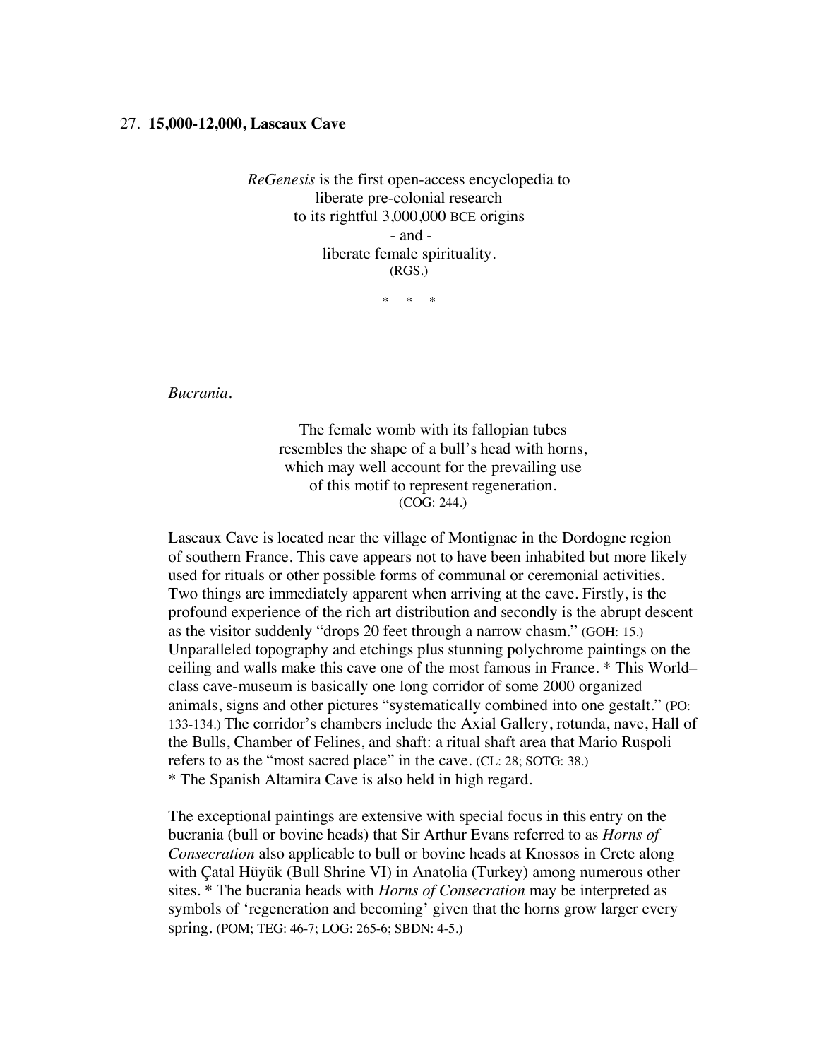27. **15,000-12,000, Lascaux Cave**

*ReGenesis* is the first open-access encyclopedia to
liberate pre-colonial research
to its rightful 3,000,000 BCE origins
\- and -
liberate female spirituality.
(RGS.)

\*   \*   \*

*Bucrania.*

The female womb with its fallopian tubes
resembles the shape of a bull's head with horns,
which may well account for the prevailing use
of this motif to represent regeneration.
(COG: 244.)

Lascaux Cave is located near the village of Montignac in the Dordogne region of southern France. This cave appears not to have been inhabited but more likely used for rituals or other possible forms of communal or ceremonial activities. Two things are immediately apparent when arriving at the cave. Firstly, is the profound experience of the rich art distribution and secondly is the abrupt descent as the visitor suddenly "drops 20 feet through a narrow chasm." (GOH: 15.) Unparalleled topography and etchings plus stunning polychrome paintings on the ceiling and walls make this cave one of the most famous in France. * This World–class cave-museum is basically one long corridor of some 2000 organized animals, signs and other pictures "systematically combined into one gestalt." (PO: 133-134.) The corridor's chambers include the Axial Gallery, rotunda, nave, Hall of the Bulls, Chamber of Felines, and shaft: a ritual shaft area that Mario Ruspoli refers to as the "most sacred place" in the cave. (CL: 28; SOTG: 38.)
\* The Spanish Altamira Cave is also held in high regard.

The exceptional paintings are extensive with special focus in this entry on the bucrania (bull or bovine heads) that Sir Arthur Evans referred to as *Horns of Consecration* also applicable to bull or bovine heads at Knossos in Crete along with Çatal Hüyük (Bull Shrine VI) in Anatolia (Turkey) among numerous other sites. * The bucrania heads with *Horns of Consecration* may be interpreted as symbols of 'regeneration and becoming' given that the horns grow larger every spring. (POM; TEG: 46-7; LOG: 265-6; SBDN: 4-5.)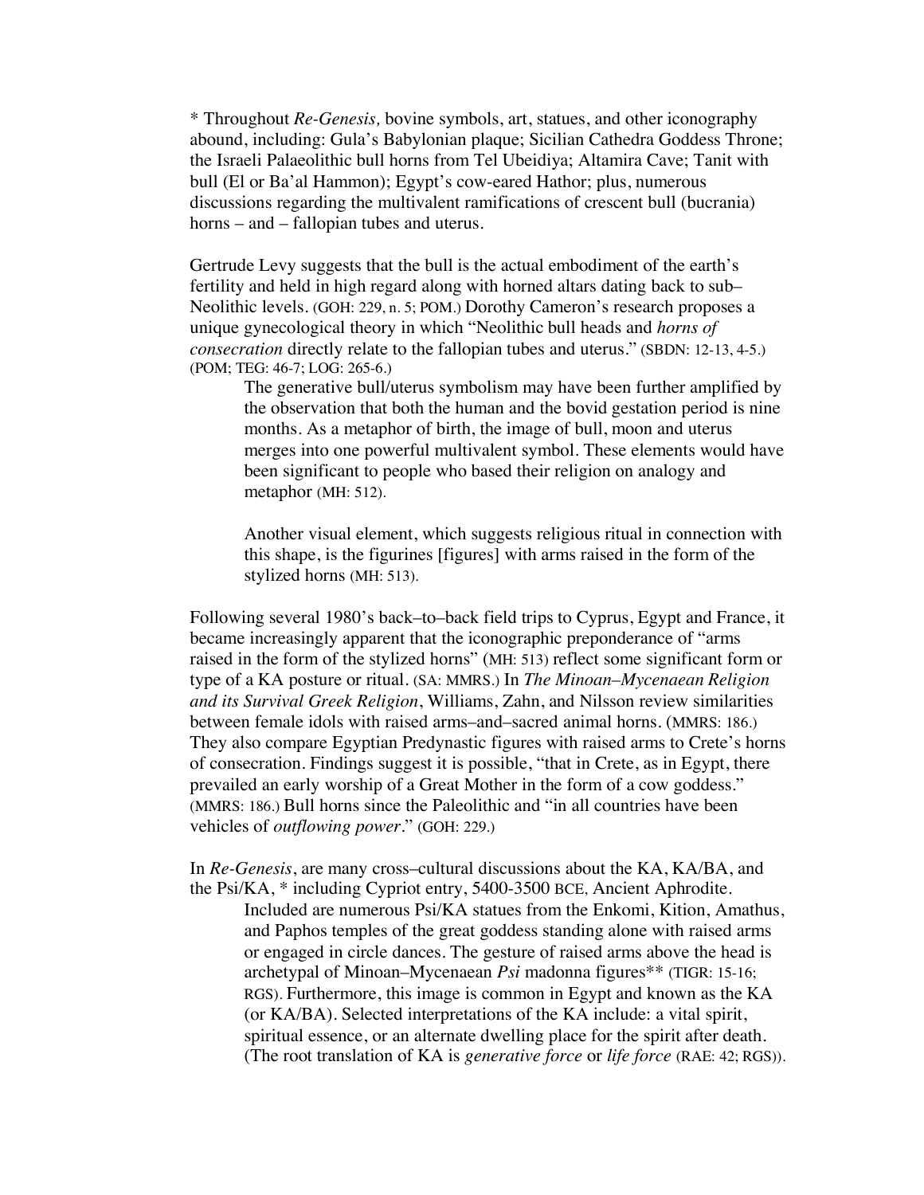* Throughout *Re-Genesis,* bovine symbols, art, statues, and other iconography abound, including: Gula's Babylonian plaque; Sicilian Cathedra Goddess Throne; the Israeli Palaeolithic bull horns from Tel Ubeidiya; Altamira Cave; Tanit with bull (El or Ba'al Hammon); Egypt's cow-eared Hathor; plus, numerous discussions regarding the multivalent ramifications of crescent bull (bucrania) horns – and – fallopian tubes and uterus.

Gertrude Levy suggests that the bull is the actual embodiment of the earth's fertility and held in high regard along with horned altars dating back to sub–Neolithic levels. (GOH: 229, n. 5; POM.) Dorothy Cameron's research proposes a unique gynecological theory in which "Neolithic bull heads and *horns of consecration* directly relate to the fallopian tubes and uterus." (SBDN: 12-13, 4-5.) (POM; TEG: 46-7; LOG: 265-6.)

> The generative bull/uterus symbolism may have been further amplified by the observation that both the human and the bovid gestation period is nine months. As a metaphor of birth, the image of bull, moon and uterus merges into one powerful multivalent symbol. These elements would have been significant to people who based their religion on analogy and metaphor (MH: 512).
>
> Another visual element, which suggests religious ritual in connection with this shape, is the figurines [figures] with arms raised in the form of the stylized horns (MH: 513).

Following several 1980's back–to–back field trips to Cyprus, Egypt and France, it became increasingly apparent that the iconographic preponderance of "arms raised in the form of the stylized horns" (MH: 513) reflect some significant form or type of a KA posture or ritual. (SA: MMRS.) In *The Minoan–Mycenaean Religion and its Survival Greek Religion*, Williams, Zahn, and Nilsson review similarities between female idols with raised arms–and–sacred animal horns. (MMRS: 186.) They also compare Egyptian Predynastic figures with raised arms to Crete's horns of consecration. Findings suggest it is possible, "that in Crete, as in Egypt, there prevailed an early worship of a Great Mother in the form of a cow goddess." (MMRS: 186.) Bull horns since the Paleolithic and "in all countries have been vehicles of *outflowing power*." (GOH: 229.)

In *Re-Genesis*, are many cross–cultural discussions about the KA, KA/BA, and the Psi/KA, * including Cypriot entry, 5400-3500 BCE, Ancient Aphrodite.

> Included are numerous Psi/KA statues from the Enkomi, Kition, Amathus, and Paphos temples of the great goddess standing alone with raised arms or engaged in circle dances. The gesture of raised arms above the head is archetypal of Minoan–Mycenaean *Psi* madonna figures** (TIGR: 15-16; RGS). Furthermore, this image is common in Egypt and known as the KA (or KA/BA). Selected interpretations of the KA include: a vital spirit, spiritual essence, or an alternate dwelling place for the spirit after death. (The root translation of KA is *generative force* or *life force* (RAE: 42; RGS)).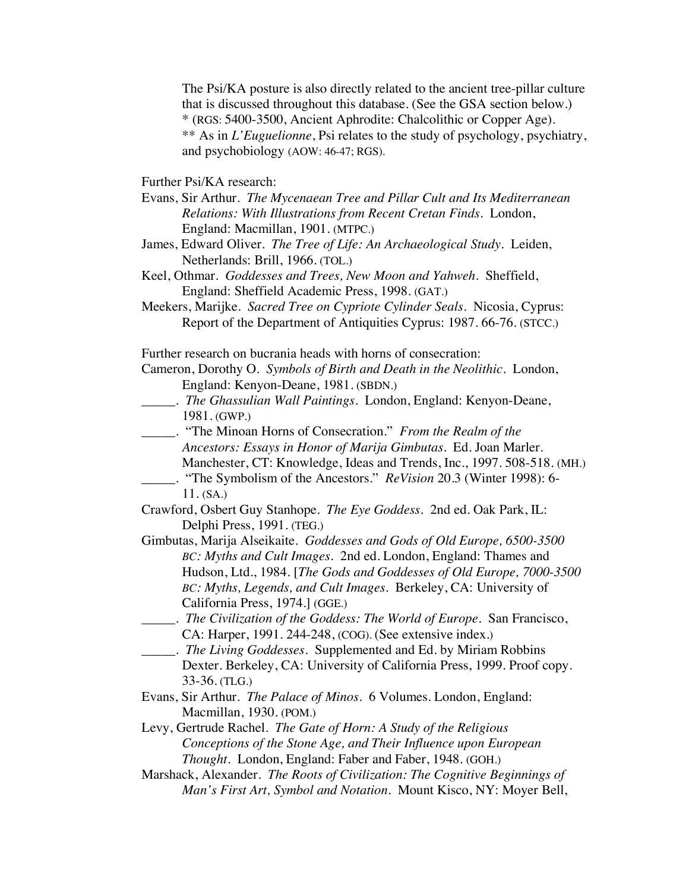The Psi/KA posture is also directly related to the ancient tree-pillar culture that is discussed throughout this database. (See the GSA section below.)
* (RGS: 5400-3500, Ancient Aphrodite: Chalcolithic or Copper Age).
** As in *L'Euguelionne*, Psi relates to the study of psychology, psychiatry, and psychobiology (AOW: 46-47; RGS).

Further Psi/KA research:

Evans, Sir Arthur. *The Mycenaean Tree and Pillar Cult and Its Mediterranean Relations: With Illustrations from Recent Cretan Finds*. London, England: Macmillan, 1901. (MTPC.)

James, Edward Oliver. *The Tree of Life: An Archaeological Study*. Leiden, Netherlands: Brill, 1966. (TOL.)

Keel, Othmar. *Goddesses and Trees, New Moon and Yahweh*. Sheffield, England: Sheffield Academic Press, 1998. (GAT.)

Meekers, Marijke. *Sacred Tree on Cypriote Cylinder Seals*. Nicosia, Cyprus: Report of the Department of Antiquities Cyprus: 1987. 66-76. (STCC.)

Further research on bucrania heads with horns of consecration:

Cameron, Dorothy O. *Symbols of Birth and Death in the Neolithic*. London, England: Kenyon-Deane, 1981. (SBDN.)

_____. *The Ghassulian Wall Paintings*. London, England: Kenyon-Deane, 1981. (GWP.)

_____. "The Minoan Horns of Consecration." *From the Realm of the Ancestors: Essays in Honor of Marija Gimbutas*. Ed. Joan Marler. Manchester, CT: Knowledge, Ideas and Trends, Inc., 1997. 508-518. (MH.)

_____. "The Symbolism of the Ancestors." *ReVision* 20.3 (Winter 1998): 6-11. (SA.)

Crawford, Osbert Guy Stanhope. *The Eye Goddess*. 2nd ed. Oak Park, IL: Delphi Press, 1991. (TEG.)

Gimbutas, Marija Alseikaite. *Goddesses and Gods of Old Europe, 6500-3500 BC: Myths and Cult Images*. 2nd ed. London, England: Thames and Hudson, Ltd., 1984. [*The Gods and Goddesses of Old Europe, 7000-3500 BC: Myths, Legends, and Cult Images*. Berkeley, CA: University of California Press, 1974.] (GGE.)

_____. *The Civilization of the Goddess: The World of Europe*. San Francisco, CA: Harper, 1991. 244-248, (COG). (See extensive index.)

_____. *The Living Goddesses*. Supplemented and Ed. by Miriam Robbins Dexter. Berkeley, CA: University of California Press, 1999. Proof copy. 33-36. (TLG.)

Evans, Sir Arthur. *The Palace of Minos*. 6 Volumes. London, England: Macmillan, 1930. (POM.)

Levy, Gertrude Rachel. *The Gate of Horn: A Study of the Religious Conceptions of the Stone Age, and Their Influence upon European Thought*. London, England: Faber and Faber, 1948. (GOH.)

Marshack, Alexander. *The Roots of Civilization: The Cognitive Beginnings of Man's First Art, Symbol and Notation*. Mount Kisco, NY: Moyer Bell,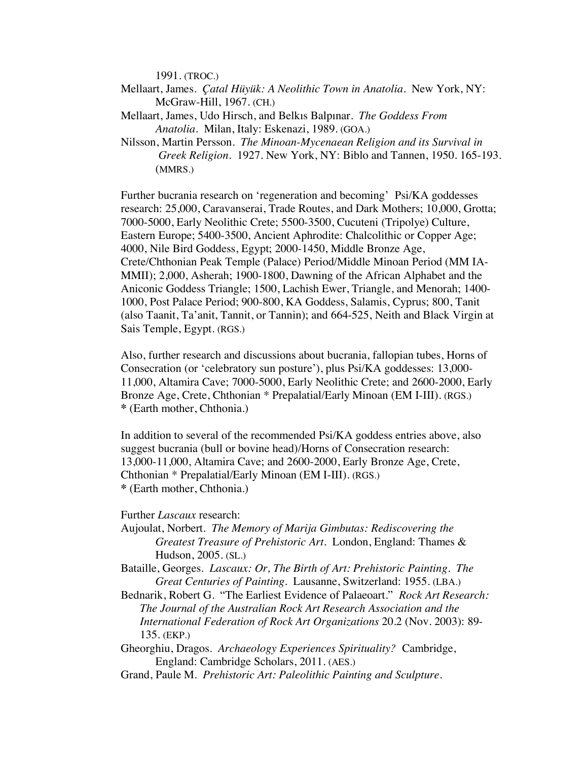1991. (TROC.)

Mellaart, James. *Çatal Hüyük: A Neolithic Town in Anatolia*. New York, NY: McGraw-Hill, 1967. (CH.)

Mellaart, James, Udo Hirsch, and Belkıs Balpınar. *The Goddess From Anatolia*. Milan, Italy: Eskenazi, 1989. (GOA.)

Nilsson, Martin Persson. *The Minoan-Mycenaean Religion and its Survival in Greek Religion*. 1927. New York, NY: Biblo and Tannen, 1950. 165-193. (MMRS.)

Further bucrania research on 'regeneration and becoming' Psi/KA goddesses research: 25,000, Caravanserai, Trade Routes, and Dark Mothers; 10,000, Grotta; 7000-5000, Early Neolithic Crete; 5500-3500, Cucuteni (Tripolye) Culture, Eastern Europe; 5400-3500, Ancient Aphrodite: Chalcolithic or Copper Age; 4000, Nile Bird Goddess, Egypt; 2000-1450, Middle Bronze Age, Crete/Chthonian Peak Temple (Palace) Period/Middle Minoan Period (MM IA-MMII); 2,000, Asherah; 1900-1800, Dawning of the African Alphabet and the Aniconic Goddess Triangle; 1500, Lachish Ewer, Triangle, and Menorah; 1400-1000, Post Palace Period; 900-800, KA Goddess, Salamis, Cyprus; 800, Tanit (also Taanit, Ta'anit, Tannit, or Tannin); and 664-525, Neith and Black Virgin at Sais Temple, Egypt. (RGS.)

Also, further research and discussions about bucrania, fallopian tubes, Horns of Consecration (or 'celebratory sun posture'), plus Psi/KA goddesses: 13,000-11,000, Altamira Cave; 7000-5000, Early Neolithic Crete; and 2600-2000, Early Bronze Age, Crete, Chthonian * Prepalatial/Early Minoan (EM I-III). (RGS.)
* (Earth mother, Chthonia.)

In addition to several of the recommended Psi/KA goddess entries above, also suggest bucrania (bull or bovine head)/Horns of Consecration research: 13,000-11,000, Altamira Cave; and 2600-2000, Early Bronze Age, Crete, Chthonian * Prepalatial/Early Minoan (EM I-III). (RGS.)
* (Earth mother, Chthonia.)

Further *Lascaux* research:

Aujoulat, Norbert. *The Memory of Marija Gimbutas: Rediscovering the Greatest Treasure of Prehistoric Art*. London, England: Thames & Hudson, 2005. (SL.)

Bataille, Georges. *Lascaux: Or, The Birth of Art: Prehistoric Painting. The Great Centuries of Painting*. Lausanne, Switzerland: 1955. (LBA.)

Bednarik, Robert G. "The Earliest Evidence of Palaeoart." *Rock Art Research: The Journal of the Australian Rock Art Research Association and the International Federation of Rock Art Organizations* 20.2 (Nov. 2003): 89-135. (EKP.)

Gheorghiu, Dragos. *Archaeology Experiences Spirituality?* Cambridge, England: Cambridge Scholars, 2011. (AES.)

Grand, Paule M. *Prehistoric Art: Paleolithic Painting and Sculpture*.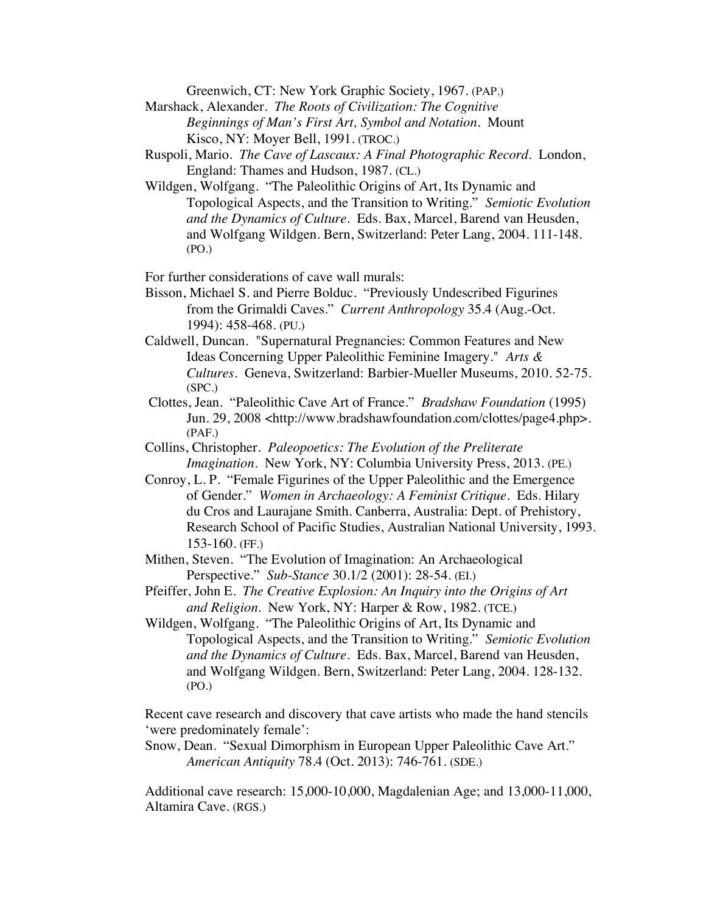Greenwich, CT: New York Graphic Society, 1967. (PAP.)

Marshack, Alexander. *The Roots of Civilization: The Cognitive Beginnings of Man's First Art, Symbol and Notation*. Mount Kisco, NY: Moyer Bell, 1991. (TROC.)

Ruspoli, Mario. *The Cave of Lascaux: A Final Photographic Record*. London, England: Thames and Hudson, 1987. (CL.)

Wildgen, Wolfgang. "The Paleolithic Origins of Art, Its Dynamic and Topological Aspects, and the Transition to Writing." *Semiotic Evolution and the Dynamics of Culture*. Eds. Bax, Marcel, Barend van Heusden, and Wolfgang Wildgen. Bern, Switzerland: Peter Lang, 2004. 111-148. (PO.)

For further considerations of cave wall murals:

Bisson, Michael S. and Pierre Bolduc. "Previously Undescribed Figurines from the Grimaldi Caves." *Current Anthropology* 35.4 (Aug.-Oct. 1994): 458-468. (PU.)

Caldwell, Duncan. "Supernatural Pregnancies: Common Features and New Ideas Concerning Upper Paleolithic Feminine Imagery." *Arts & Cultures*. Geneva, Switzerland: Barbier-Mueller Museums, 2010. 52-75. (SPC.)

Clottes, Jean. "Paleolithic Cave Art of France." *Bradshaw Foundation* (1995) Jun. 29, 2008 <http://www.bradshawfoundation.com/clottes/page4.php>. (PAF.)

Collins, Christopher. *Paleopoetics: The Evolution of the Preliterate Imagination*. New York, NY: Columbia University Press, 2013. (PE.)

Conroy, L. P. "Female Figurines of the Upper Paleolithic and the Emergence of Gender." *Women in Archaeology: A Feminist Critique*. Eds. Hilary du Cros and Laurajane Smith. Canberra, Australia: Dept. of Prehistory, Research School of Pacific Studies, Australian National University, 1993. 153-160. (FF.)

Mithen, Steven. "The Evolution of Imagination: An Archaeological Perspective." *Sub-Stance* 30.1/2 (2001): 28-54. (EI.)

Pfeiffer, John E. *The Creative Explosion: An Inquiry into the Origins of Art and Religion*. New York, NY: Harper & Row, 1982. (TCE.)

Wildgen, Wolfgang. "The Paleolithic Origins of Art, Its Dynamic and Topological Aspects, and the Transition to Writing." *Semiotic Evolution and the Dynamics of Culture*. Eds. Bax, Marcel, Barend van Heusden, and Wolfgang Wildgen. Bern, Switzerland: Peter Lang, 2004. 128-132. (PO.)

Recent cave research and discovery that cave artists who made the hand stencils 'were predominately female':

Snow, Dean. "Sexual Dimorphism in European Upper Paleolithic Cave Art." *American Antiquity* 78.4 (Oct. 2013): 746-761. (SDE.)

Additional cave research: 15,000-10,000, Magdalenian Age; and 13,000-11,000, Altamira Cave. (RGS.)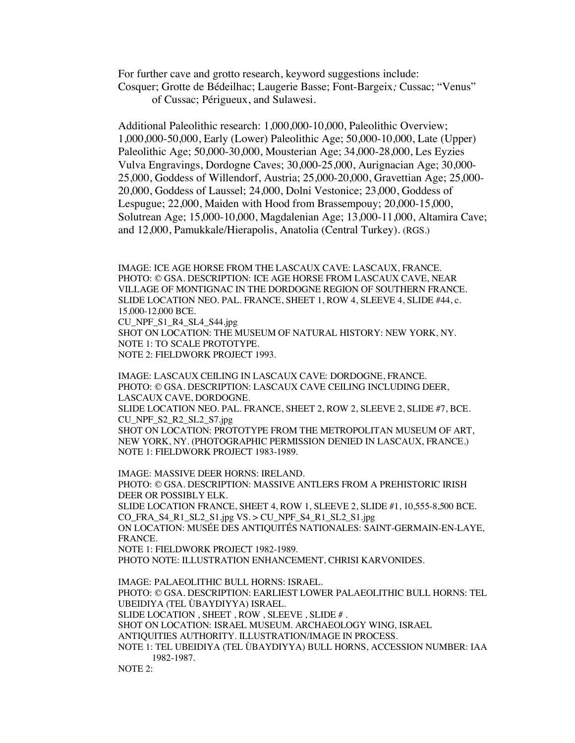For further cave and grotto research, keyword suggestions include: Cosquer; Grotte de Bédeilhac; Laugerie Basse; Font-Bargeix*;* Cussac; "Venus" of Cussac; Périgueux, and Sulawesi.

Additional Paleolithic research: 1,000,000-10,000, Paleolithic Overview; 1,000,000-50,000, Early (Lower) Paleolithic Age; 50,000-10,000, Late (Upper) Paleolithic Age; 50,000-30,000, Mousterian Age; 34,000-28,000, Les Eyzies Vulva Engravings, Dordogne Caves; 30,000-25,000, Aurignacian Age; 30,000-25,000, Goddess of Willendorf, Austria; 25,000-20,000, Gravettian Age; 25,000-20,000, Goddess of Laussel; 24,000, Dolni Vestonice; 23,000, Goddess of Lespugue; 22,000, Maiden with Hood from Brassempouy; 20,000-15,000, Solutrean Age; 15,000-10,000, Magdalenian Age; 13,000-11,000, Altamira Cave; and 12,000, Pamukkale/Hierapolis, Anatolia (Central Turkey). (RGS.)

IMAGE: ICE AGE HORSE FROM THE LASCAUX CAVE: LASCAUX, FRANCE.
PHOTO: © GSA. DESCRIPTION: ICE AGE HORSE FROM LASCAUX CAVE, NEAR VILLAGE OF MONTIGNAC IN THE DORDOGNE REGION OF SOUTHERN FRANCE.
SLIDE LOCATION NEO. PAL. FRANCE, SHEET 1, ROW 4, SLEEVE 4, SLIDE #44, c. 15,000-12,000 BCE.
CU_NPF_S1_R4_SL4_S44.jpg
SHOT ON LOCATION: THE MUSEUM OF NATURAL HISTORY: NEW YORK, NY.
NOTE 1: TO SCALE PROTOTYPE.
NOTE 2: FIELDWORK PROJECT 1993.

IMAGE: LASCAUX CEILING IN LASCAUX CAVE: DORDOGNE, FRANCE.
PHOTO: © GSA. DESCRIPTION: LASCAUX CAVE CEILING INCLUDING DEER, LASCAUX CAVE, DORDOGNE.
SLIDE LOCATION NEO. PAL. FRANCE, SHEET 2, ROW 2, SLEEVE 2, SLIDE #7, BCE.
CU_NPF_S2_R2_SL2_S7.jpg
SHOT ON LOCATION: PROTOTYPE FROM THE METROPOLITAN MUSEUM OF ART, NEW YORK, NY. (PHOTOGRAPHIC PERMISSION DENIED IN LASCAUX, FRANCE.)
NOTE 1: FIELDWORK PROJECT 1983-1989.

IMAGE: MASSIVE DEER HORNS: IRELAND.
PHOTO: © GSA. DESCRIPTION: MASSIVE ANTLERS FROM A PREHISTORIC IRISH DEER OR POSSIBLY ELK.
SLIDE LOCATION FRANCE, SHEET 4, ROW 1, SLEEVE 2, SLIDE #1, 10,555-8,500 BCE.
CO_FRA_S4_R1_SL2_S1.jpg VS. > CU_NPF_S4_R1_SL2_S1.jpg
ON LOCATION: MUSÉE DES ANTIQUITÉS NATIONALES: SAINT-GERMAIN-EN-LAYE, FRANCE.
NOTE 1: FIELDWORK PROJECT 1982-1989.
PHOTO NOTE: ILLUSTRATION ENHANCEMENT, CHRISI KARVONIDES.

IMAGE: PALAEOLITHIC BULL HORNS: ISRAEL.
PHOTO: © GSA. DESCRIPTION: EARLIEST LOWER PALAEOLITHIC BULL HORNS: TEL UBEIDIYA (TEL ÙBAYDIYYA) ISRAEL.
SLIDE LOCATION , SHEET , ROW , SLEEVE , SLIDE # .
SHOT ON LOCATION: ISRAEL MUSEUM. ARCHAEOLOGY WING, ISRAEL ANTIQUITIES AUTHORITY. ILLUSTRATION/IMAGE IN PROCESS.
NOTE 1: TEL UBEIDIYA (TEL ÙBAYDIYYA) BULL HORNS, ACCESSION NUMBER: IAA 1982-1987.
NOTE 2: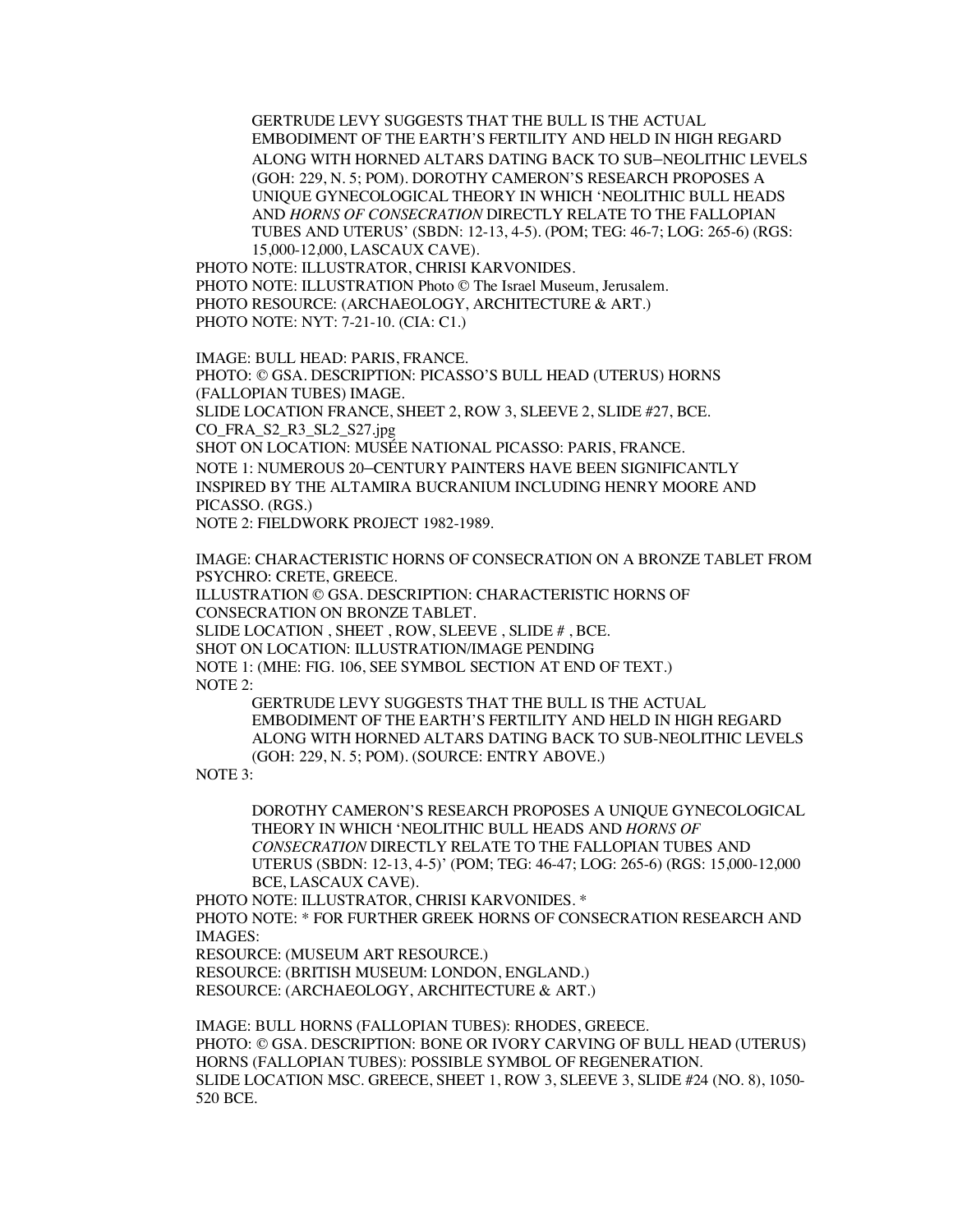> GERTRUDE LEVY SUGGESTS THAT THE BULL IS THE ACTUAL EMBODIMENT OF THE EARTH'S FERTILITY AND HELD IN HIGH REGARD ALONG WITH HORNED ALTARS DATING BACK TO SUB–NEOLITHIC LEVELS (GOH: 229, N. 5; POM). DOROTHY CAMERON'S RESEARCH PROPOSES A UNIQUE GYNECOLOGICAL THEORY IN WHICH 'NEOLITHIC BULL HEADS AND *HORNS OF CONSECRATION* DIRECTLY RELATE TO THE FALLOPIAN TUBES AND UTERUS' (SBDN: 12-13, 4-5). (POM; TEG: 46-7; LOG: 265-6) (RGS: 15,000-12,000, LASCAUX CAVE).

PHOTO NOTE: ILLUSTRATOR, CHRISI KARVONIDES.
PHOTO NOTE: ILLUSTRATION Photo © The Israel Museum, Jerusalem.
PHOTO RESOURCE: (ARCHAEOLOGY, ARCHITECTURE & ART.)
PHOTO NOTE: NYT: 7-21-10. (CIA: C1.)

IMAGE: BULL HEAD: PARIS, FRANCE.
PHOTO: © GSA. DESCRIPTION: PICASSO'S BULL HEAD (UTERUS) HORNS (FALLOPIAN TUBES) IMAGE.
SLIDE LOCATION FRANCE, SHEET 2, ROW 3, SLEEVE 2, SLIDE #27, BCE.
CO_FRA_S2_R3_SL2_S27.jpg
SHOT ON LOCATION: MUSÉE NATIONAL PICASSO: PARIS, FRANCE.
NOTE 1: NUMEROUS 20–CENTURY PAINTERS HAVE BEEN SIGNIFICANTLY INSPIRED BY THE ALTAMIRA BUCRANIUM INCLUDING HENRY MOORE AND PICASSO. (RGS.)
NOTE 2: FIELDWORK PROJECT 1982-1989.

IMAGE: CHARACTERISTIC HORNS OF CONSECRATION ON A BRONZE TABLET FROM PSYCHRO: CRETE, GREECE.
ILLUSTRATION © GSA. DESCRIPTION: CHARACTERISTIC HORNS OF CONSECRATION ON BRONZE TABLET.
SLIDE LOCATION , SHEET , ROW, SLEEVE , SLIDE # , BCE.
SHOT ON LOCATION: ILLUSTRATION/IMAGE PENDING
NOTE 1: (MHE: FIG. 106, SEE SYMBOL SECTION AT END OF TEXT.)
NOTE 2:

> GERTRUDE LEVY SUGGESTS THAT THE BULL IS THE ACTUAL EMBODIMENT OF THE EARTH'S FERTILITY AND HELD IN HIGH REGARD ALONG WITH HORNED ALTARS DATING BACK TO SUB-NEOLITHIC LEVELS (GOH: 229, N. 5; POM). (SOURCE: ENTRY ABOVE.)

NOTE 3:

> DOROTHY CAMERON'S RESEARCH PROPOSES A UNIQUE GYNECOLOGICAL THEORY IN WHICH 'NEOLITHIC BULL HEADS AND *HORNS OF CONSECRATION* DIRECTLY RELATE TO THE FALLOPIAN TUBES AND UTERUS (SBDN: 12-13, 4-5)' (POM; TEG: 46-47; LOG: 265-6) (RGS: 15,000-12,000 BCE, LASCAUX CAVE).

PHOTO NOTE: ILLUSTRATOR, CHRISI KARVONIDES. *
PHOTO NOTE: * FOR FURTHER GREEK HORNS OF CONSECRATION RESEARCH AND IMAGES:
RESOURCE: (MUSEUM ART RESOURCE.)
RESOURCE: (BRITISH MUSEUM: LONDON, ENGLAND.)
RESOURCE: (ARCHAEOLOGY, ARCHITECTURE & ART.)

IMAGE: BULL HORNS (FALLOPIAN TUBES): RHODES, GREECE.
PHOTO: © GSA. DESCRIPTION: BONE OR IVORY CARVING OF BULL HEAD (UTERUS) HORNS (FALLOPIAN TUBES): POSSIBLE SYMBOL OF REGENERATION.
SLIDE LOCATION MSC. GREECE, SHEET 1, ROW 3, SLEEVE 3, SLIDE #24 (NO. 8), 1050-520 BCE.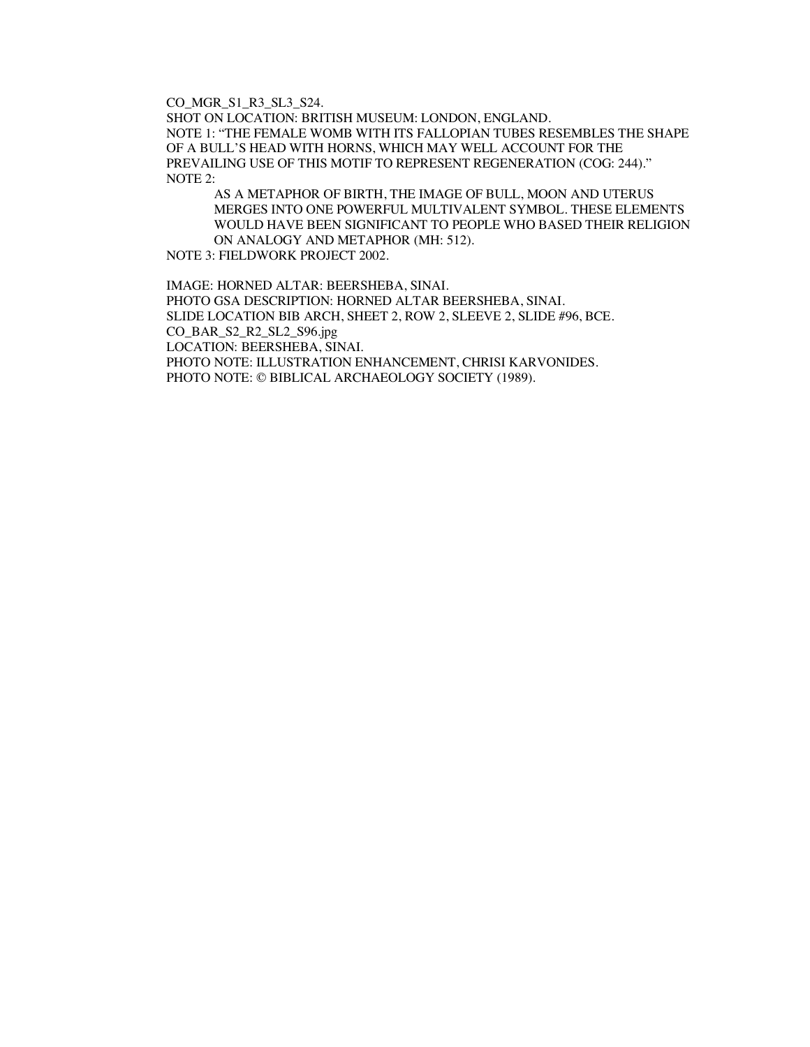CO_MGR_S1_R3_SL3_S24.
SHOT ON LOCATION: BRITISH MUSEUM: LONDON, ENGLAND.
NOTE 1: "THE FEMALE WOMB WITH ITS FALLOPIAN TUBES RESEMBLES THE SHAPE OF A BULL'S HEAD WITH HORNS, WHICH MAY WELL ACCOUNT FOR THE PREVAILING USE OF THIS MOTIF TO REPRESENT REGENERATION (COG: 244)."
NOTE 2:

> AS A METAPHOR OF BIRTH, THE IMAGE OF BULL, MOON AND UTERUS MERGES INTO ONE POWERFUL MULTIVALENT SYMBOL. THESE ELEMENTS WOULD HAVE BEEN SIGNIFICANT TO PEOPLE WHO BASED THEIR RELIGION ON ANALOGY AND METAPHOR (MH: 512).

NOTE 3: FIELDWORK PROJECT 2002.

IMAGE: HORNED ALTAR: BEERSHEBA, SINAI.
PHOTO GSA DESCRIPTION: HORNED ALTAR BEERSHEBA, SINAI.
SLIDE LOCATION BIB ARCH, SHEET 2, ROW 2, SLEEVE 2, SLIDE #96, BCE.
CO_BAR_S2_R2_SL2_S96.jpg
LOCATION: BEERSHEBA, SINAI.
PHOTO NOTE: ILLUSTRATION ENHANCEMENT, CHRISI KARVONIDES.
PHOTO NOTE: © BIBLICAL ARCHAEOLOGY SOCIETY (1989).